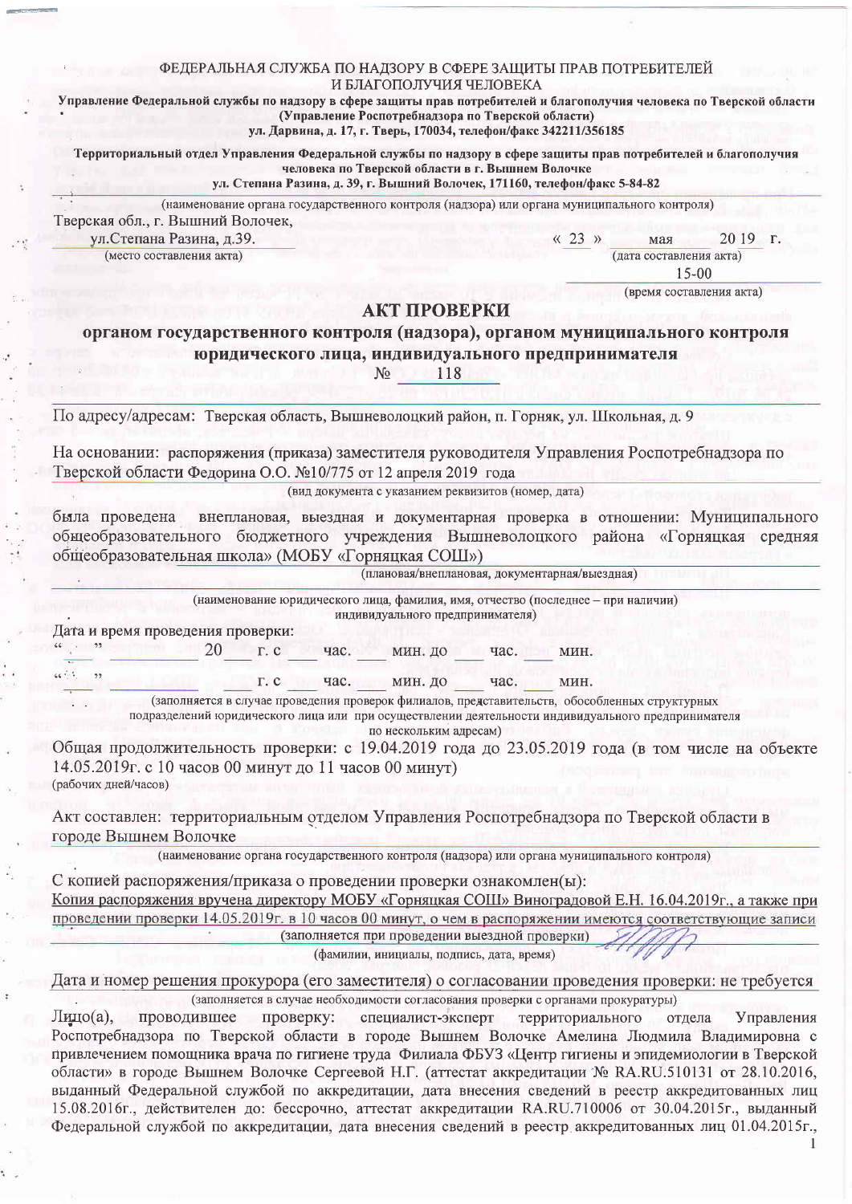ФЕДЕРАЛЬНАЯ СЛУЖБА ПО НАДЗОРУ В СФЕРЕ ЗАЩИТЫ ПРАВ ПОТРЕБИТЕЛЕЙ И БЛАГОПОЛУЧИЯ ЧЕЛОВЕКА

**Управление Федеральной службы по надзору в сфере защиты прав потребителей и благополучия человека по Тверской области (Управление Роспотребнадзора по Тверской области)**
**ул. Дарвина, д. 17, г. Тверь, 170034, телефон/факс 342211/356185**

**Территориальный отдел Управления Федеральной службы по надзору в сфере защиты прав потребителей и благополучия человека по Тверской области в г. Вышнем Волочке**
**ул. Степана Разина, д. 39, г. Вышний Волочек, 171160, телефон/факс 5-84-82**

(наименование органа государственного контроля (надзора) или органа муниципального контроля)

Тверская обл., г. Вышний Волочек, ул.Степана Разина, д.39.
(место составления акта)

« 23 » мая 2019 г.
(дата составления акта)

15-00
(время составления акта)

# АКТ ПРОВЕРКИ

## органом государственного контроля (надзора), органом муниципального контроля юридического лица, индивидуального предпринимателя

№ 118

По адресу/адресам: Тверская область, Вышневолоцкий район, п. Горняк, ул. Школьная, д. 9

На основании: распоряжения (приказа) заместителя руководителя Управления Роспотребнадзора по Тверской области Федорина О.О. №10/775 от 12 апреля 2019 года
(вид документа с указанием реквизитов (номер, дата)

была проведена внеплановая, выездная и документарная проверка в отношении: Муниципального общеобразовательного бюджетного учреждения Вышневолоцкого района «Горняцкая средняя общеобразовательная школа» (МОБУ «Горняцкая СОШ»)
(плановая/внеплановая, документарная/выездная)

(наименование юридического лица, фамилия, имя, отчество (последнее – при наличии) индивидуального предпринимателя)

Дата и время проведения проверки:
"\_\_\_" \_\_\_\_\_\_\_\_ 20\_\_\_ г. с \_\_\_ час. \_\_\_ мин. до \_\_\_ час. \_\_\_ мин.
"\_\_\_" \_\_\_\_\_\_\_\_ 20\_\_\_ г. с \_\_\_ час. \_\_\_ мин. до \_\_\_ час. \_\_\_ мин.
(заполняется в случае проведения проверок филиалов, представительств, обособленных структурных подразделений юридического лица или при осуществлении деятельности индивидуального предпринимателя по нескольким адресам)

Общая продолжительность проверки: с 19.04.2019 года до 23.05.2019 года (в том числе на объекте 14.05.2019г. с 10 часов 00 минут до 11 часов 00 минут)
(рабочих дней/часов)

Акт составлен: территориальным отделом Управления Роспотребнадзора по Тверской области в городе Вышнем Волочке
(наименование органа государственного контроля (надзора) или органа муниципального контроля)

С копией распоряжения/приказа о проведении проверки ознакомлен(ы):
Копия распоряжения вручена директору МОБУ «Горняцкая СОШ» Виноградовой Е.Н. 16.04.2019г., а также при проведении проверки 14.05.2019г. в 10 часов 00 минут, о чем в распоряжении имеются соответствующие записи
(заполняется при проведении выездной проверки)
(фамилии, инициалы, подпись, дата, время)

Дата и номер решения прокурора (его заместителя) о согласовании проверки: не требуется
(заполняется в случае необходимости согласования проверки с органами прокуратуры)

Лицо(а), проводившее проверку: специалист-эксперт территориального отдела Управления Роспотребнадзора по Тверской области в городе Вышнем Волочке Амелина Людмила Владимировна с привлечением помощника врача по гигиене труда Филиала ФБУЗ «Центр гигиены и эпидемиологии в Тверской области» в городе Вышнем Волочке Сергеевой Н.Г. (аттестат аккредитации № RA.RU.510131 от 28.10.2016, выданный Федеральной службой по аккредитации, дата внесения сведений в реестр аккредитованных лиц 15.08.2016г., действителен до: бессрочно, аттестат аккредитации RA.RU.710006 от 30.04.2015г., выданный Федеральной службой по аккредитации, дата внесения сведений в реестр аккредитованных лиц 01.04.2015г.,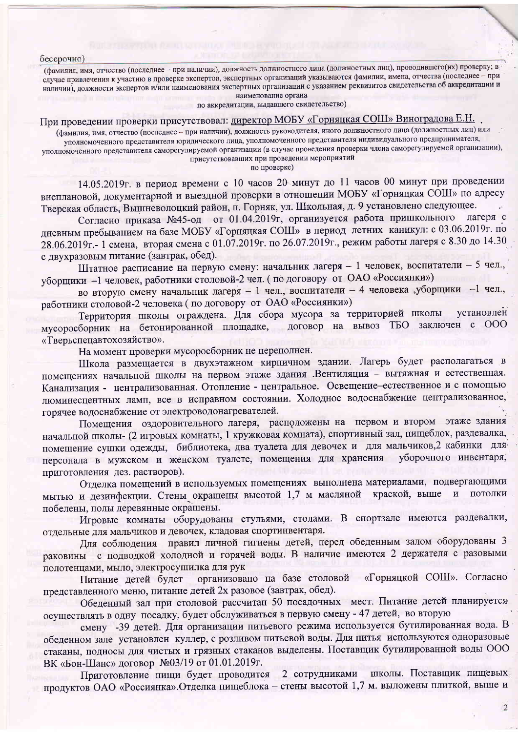бессрочно)

(фамилия, имя, отчество (последнее – при наличии), должность должностного лица (должностных лиц), проводившего(их) проверку; в случае привлечения к участию в проверке экспертов, экспертных организаций указываются фамилии, имена, отчества (последнее – при наличии), должности экспертов и/или наименования экспертных организаций с указанием реквизитов свидетельства об аккредитации и наименование органа по аккредитации, выдавшего свидетельство)

При проведении проверки присутствовал: директор МОБУ «Горняцкая СОШ» Виноградова Е.Н.

(фамилия, имя, отчество (последнее – при наличии), должность руководителя, иного должностного лица (должностных лиц) или уполномоченного представителя юридического лица, уполномоченного представителя индивидуального предпринимателя, уполномоченного представителя саморегулируемой организации (в случае проведения проверки члена саморегулируемой организации), присутствовавших при проведении мероприятий по проверке)

14.05.2019г. в период времени с 10 часов 20 минут до 11 часов 00 минут при проведении внеплановой, документарной и выездной проверки в отношении МОБУ «Горняцкая СОШ» по адресу Тверская область, Вышневолоцкий район, п. Горняк, ул. Школьная, д. 9 установлено следующее.

Согласно приказа №45-од от 01.04.2019г, организуется работа пришкольного лагеря с дневным пребыванием на базе МОБУ «Горняцкая СОШ» в период летних каникул: с 03.06.2019г. по 28.06.2019г.- 1 смена, вторая смена с 01.07.2019г. по 26.07.2019г., режим работы лагеря с 8.30 до 14.30 с двухразовым питание (завтрак, обед).

Штатное расписание на первую смену: начальник лагеря – 1 человек, воспитатели – 5 чел., уборщики –1 человек, работники столовой-2 чел. ( по договору от ОАО «Россиянки»)

во вторую смену начальник лагеря – 1 чел., воспитатели – 4 человека ,уборщики –1 чел., работники столовой-2 человека ( по договору от ОАО «Россиянки»)

Территория школы ограждена. Для сбора мусора за территорией школы установлен мусоросборник на бетонированной площадке, договор на вывоз ТБО заключен с ООО «Тверьспецавтохозяйство».

На момент проверки мусоросборник не переполнен.

Школа размещается в двухэтажном кирпичном здании. Лагерь будет располагаться в помещениях начальной школы на первом этаже здания .Вентиляция – вытяжная и естественная. Канализация - централизованная. Отопление - центральное. Освещение–естественное и с помощью люминесцентных ламп, все в исправном состоянии. Холодное водоснабжение централизованное, горячее водоснабжение от электроводонагревателей.

Помещения оздоровительного лагеря, расположены на первом и втором этаже здания начальной школы- (2 игровых комнаты, 1 кружковая комната), спортивный зал, пищеблок, раздевалка, помещение сушки одежды, библиотека, два туалета для девочек и для мальчиков,2 кабинки для персонала в мужском и женском туалете, помещения для хранения уборочного инвентаря, приготовления дез. растворов).

Отделка помещений в используемых помещениях выполнена материалами, подвергающими мытью и дезинфекции. Стены окрашены высотой 1,7 м масляной краской, выше и потолки побелены, полы деревянные окрашены.

Игровые комнаты оборудованы стульями, столами. В спортзале имеются раздевалки, отдельные для мальчиков и девочек, кладовая спортинвентаря.

Для соблюдения правил личной гигиены детей, перед обеденным залом оборудованы 3 раковины с подводкой холодной и горячей воды. В наличие имеются 2 держателя с разовыми полотенцами, мыло, электросушилка для рук

Питание детей будет организовано на базе столовой «Горняцкой СОШ». Согласно представленного меню, питание детей 2х разовое (завтрак, обед).

Обеденный зал при столовой рассчитан 50 посадочных мест. Питание детей планируется осуществлять в одну посадку, будет обслуживаться в первую смену - 47 детей, во вторую смену -39 детей. Для организации питьевого режима используется бутилированная вода. В обеденном зале установлен куллер, с розливом питьевой воды. Для питья используются одноразовые стаканы, подносы для чистых и грязных стаканов выделены. Поставщик бутилированной воды ООО ВК «Бон-Шанс» договор №03/19 от 01.01.2019г.

Приготовление пищи будет проводится 2 сотрудниками школы. Поставщик пищевых продуктов ОАО «Россиянка».Отделка пищеблока – стены высотой 1,7 м. выложены плиткой, выше и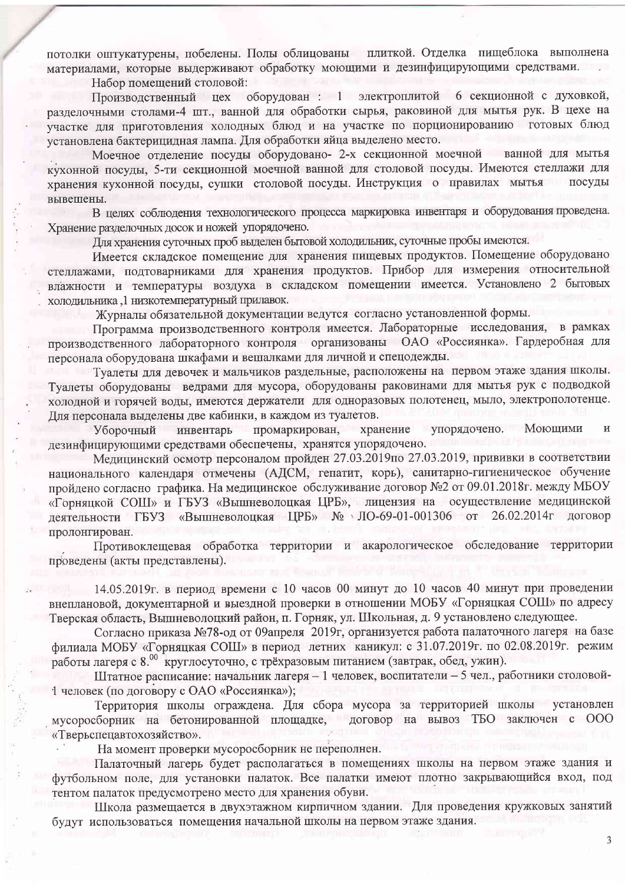потолки оштукатурены, побелены. Полы облицованы плиткой. Отделка пищеблока выполнена материалами, которые выдерживают обработку моющими и дезинфицирующими средствами.

Набор помещений столовой:

Производственный цех оборудован : 1 электроплитой 6 секционной с духовкой, разделочными столами-4 шт., ванной для обработки сырья, раковиной для мытья рук. В цехе на участке для приготовления холодных блюд и на участке по порционированию готовых блюд установлена бактерицидная лампа. Для обработки яйца выделено место.

Моечное отделение посуды оборудовано- 2-х секционной моечной ванной для мытья кухонной посуды, 5-ти секционной моечной ванной для столовой посуды. Имеются стеллажи для хранения кухонной посуды, сушки столовой посуды. Инструкция о правилах мытья посуды вывешены.

В целях соблюдения технологического процесса маркировка инвентаря и оборудования проведена. Хранение разделочных досок и ножей упорядочено.

Для хранения суточных проб выделен бытовой холодильник, суточные пробы имеются.

Имеется складское помещение для хранения пищевых продуктов. Помещение оборудовано стеллажами, подтоварниками для хранения продуктов. Прибор для измерения относительной влажности и температуры воздуха в складском помещении имеется. Установлено 2 бытовых холодильника ,1 низкотемпературный прилавок.

Журналы обязательной документации ведутся согласно установленной формы.

Программа производственного контроля имеется. Лабораторные исследования, в рамках производственного лабораторного контроля организованы ОАО «Россиянка». Гардеробная для персонала оборудована шкафами и вешалками для личной и спецодежды.

Туалеты для девочек и мальчиков раздельные, расположены на первом этаже здания школы. Туалеты оборудованы ведрами для мусора, оборудованы раковинами для мытья рук с подводкой холодной и горячей воды, имеются держатели для одноразовых полотенец, мыло, электрополотенце. Для персонала выделены две кабинки, в каждом из туалетов.

Уборочный инвентарь промаркирован, хранение упорядочено. Моющими и дезинфицирующими средствами обеспечены, хранятся упорядочено.

Медицинский осмотр персоналом пройден 27.03.2019по 27.03.2019, прививки в соответствии национального календаря отмечены (АДСМ, гепатит, корь), санитарно-гигиеническое обучение пройдено согласно графика. На медицинское обслуживание договор №2 от 09.01.2018г. между МБОУ «Горняцкой СОШ» и ГБУЗ «Вышневолоцкая ЦРБ», лицензия на осуществление медицинской деятельности ГБУЗ «Вышневолоцкая ЦРБ» № ЛО-69-01-001306 от 26.02.2014г договор пролонгирован.

Противоклещевая обработка территории и акарологическое обследование территории проведены (акты представлены).

14.05.2019г. в период времени с 10 часов 00 минут до 10 часов 40 минут при проведении внеплановой, документарной и выездной проверки в отношении МОБУ «Горняцкая СОШ» по адресу Тверская область, Вышневолоцкий район, п. Горняк, ул. Школьная, д. 9 установлено следующее.

Согласно приказа №78-од от 09апреля 2019г, организуется работа палаточного лагеря на базе филиала МОБУ «Горняцкая СОШ» в период летних каникул: с 31.07.2019г. по 02.08.2019г. режим работы лагеря с 8.00 круглосуточно, с трёхразовым питанием (завтрак, обед, ужин).

Штатное расписание: начальник лагеря – 1 человек, воспитатели – 5 чел., работники столовой-1 человек (по договору с ОАО «Россиянка»);

Территория школы ограждена. Для сбора мусора за территорией школы установлен мусоросборник на бетонированной площадке, договор на вывоз ТБО заключен с ООО «Тверьспецавтохозяйство».

На момент проверки мусоросборник не переполнен.

Палаточный лагерь будет располагаться в помещениях школы на первом этаже здания и футбольном поле, для установки палаток. Все палатки имеют плотно закрывающийся вход, под тентом палаток предусмотрено место для хранения обуви.

Школа размещается в двухэтажном кирпичном здании. Для проведения кружковых занятий будут использоваться помещения начальной школы на первом этаже здания.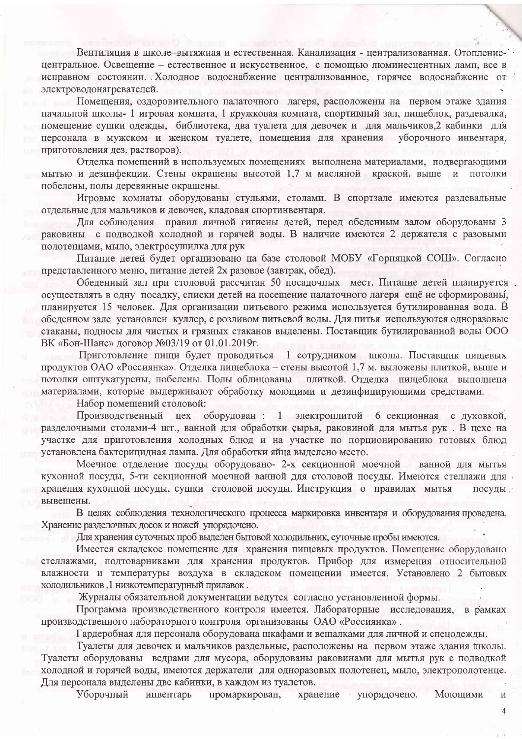Вентиляция в школе–вытяжная и естественная. Канализация - централизованная. Отопление-центральное. Освещение – естественное и искусственное, с помощью люминесцентных ламп, все в исправном состоянии. Холодное водоснабжение централизованное, горячее водоснабжение от электроводонагревателей.

Помещения, оздоровительного палаточного лагеря, расположены на первом этаже здания начальной школы- 1 игровая комната, 1 кружковая комната, спортивный зал, пищеблок, раздевалка, помещение сушки одежды, библиотека, два туалета для девочек и для мальчиков,2 кабинки для персонала в мужском и женском туалете, помещения для хранения уборочного инвентаря, приготовления дез. растворов).

Отделка помещений в используемых помещениях выполнена материалами, подвергающими мытью и дезинфекции. Стены окрашены высотой 1,7 м масляной краской, выше и потолки побелены, полы деревянные окрашены.

Игровые комнаты оборудованы стульями, столами. В спортзале имеются раздевальные отдельные для мальчиков и девочек, кладовая спортинвентаря.

Для соблюдения правил личной гигиены детей, перед обеденным залом оборудованы 3 раковины с подводкой холодной и горячей воды. В наличие имеются 2 держателя с разовыми полотенцами, мыло, электросушилка для рук

Питание детей будет организовано на базе столовой МОБУ «Горняцкой СОШ». Согласно представленного меню, питание детей 2х разовое (завтрак, обед).

Обеденный зал при столовой рассчитан 50 посадочных мест. Питание детей планируется осуществлять в одну посадку, списки детей на посещение палаточного лагеря ещё не сформированы, планируется 15 человек. Для организации питьевого режима используется бутилированная вода. В обеденном зале установлен куллер, с розливом питьевой воды. Для питья используются одноразовые стаканы, подносы для чистых и грязных стаканов выделены. Поставщик бутилированной воды ООО ВК «Бон-Шанс» договор №03/19 от 01.01.2019г.

Приготовление пищи будет проводиться 1 сотрудником школы. Поставщик пищевых продуктов ОАО «Россиянка». Отделка пищеблока – стены высотой 1,7 м. выложены плиткой, выше и потолки оштукатурены, побелены. Полы облицованы плиткой. Отделка пищеблока выполнена материалами, которые выдерживают обработку моющими и дезинфицирующими средствами.

Набор помещений столовой:

Производственный цех оборудован : 1 электроплитой 6 секционная с духовкой, разделочными столами-4 шт., ванной для обработки сырья, раковиной для мытья рук . В цехе на участке для приготовления холодных блюд и на участке по порционированию готовых блюд установлена бактерицидная лампа. Для обработки яйца выделено место.

Моечное отделение посуды оборудовано- 2-х секционной моечной ванной для мытья кухонной посуды, 5-ти секционной моечной ванной для столовой посуды. Имеются стеллажи для хранения кухонной посуды, сушки столовой посуды. Инструкция о правилах мытья посуды вывешены.

В целях соблюдения технологического процесса маркировка инвентаря и оборудования проведена. Хранение разделочных досок и ножей упорядочено.

Для хранения суточных проб выделен бытовой холодильник, суточные пробы имеются.

Имеется складское помещение для хранения пищевых продуктов. Помещение оборудовано стеллажами, подтоварниками для хранения продуктов. Прибор для измерения относительной влажности и температуры воздуха в складском помещении имеется. Установлено 2 бытовых холодильников ,1 низкотемпературный прилавок .

Журналы обязательной документации ведутся согласно установленной формы.

Программа производственного контроля имеется. Лабораторные исследования, в рамках производственного лабораторного контроля организованы ОАО «Россиянка» .

Гардеробная для персонала оборудована шкафами и вешалками для личной и спецодежды.

Туалеты для девочек и мальчиков раздельные, расположены на первом этаже здания школы. Туалеты оборудованы ведрами для мусора, оборудованы раковинами для мытья рук с подводкой холодной и горячей воды, имеются держатели для одноразовых полотенец, мыло, электрополотенце. Для персонала выделены две кабинки, в каждом из туалетов.

Уборочный инвентарь промаркирован, хранение упорядочено. Моющими и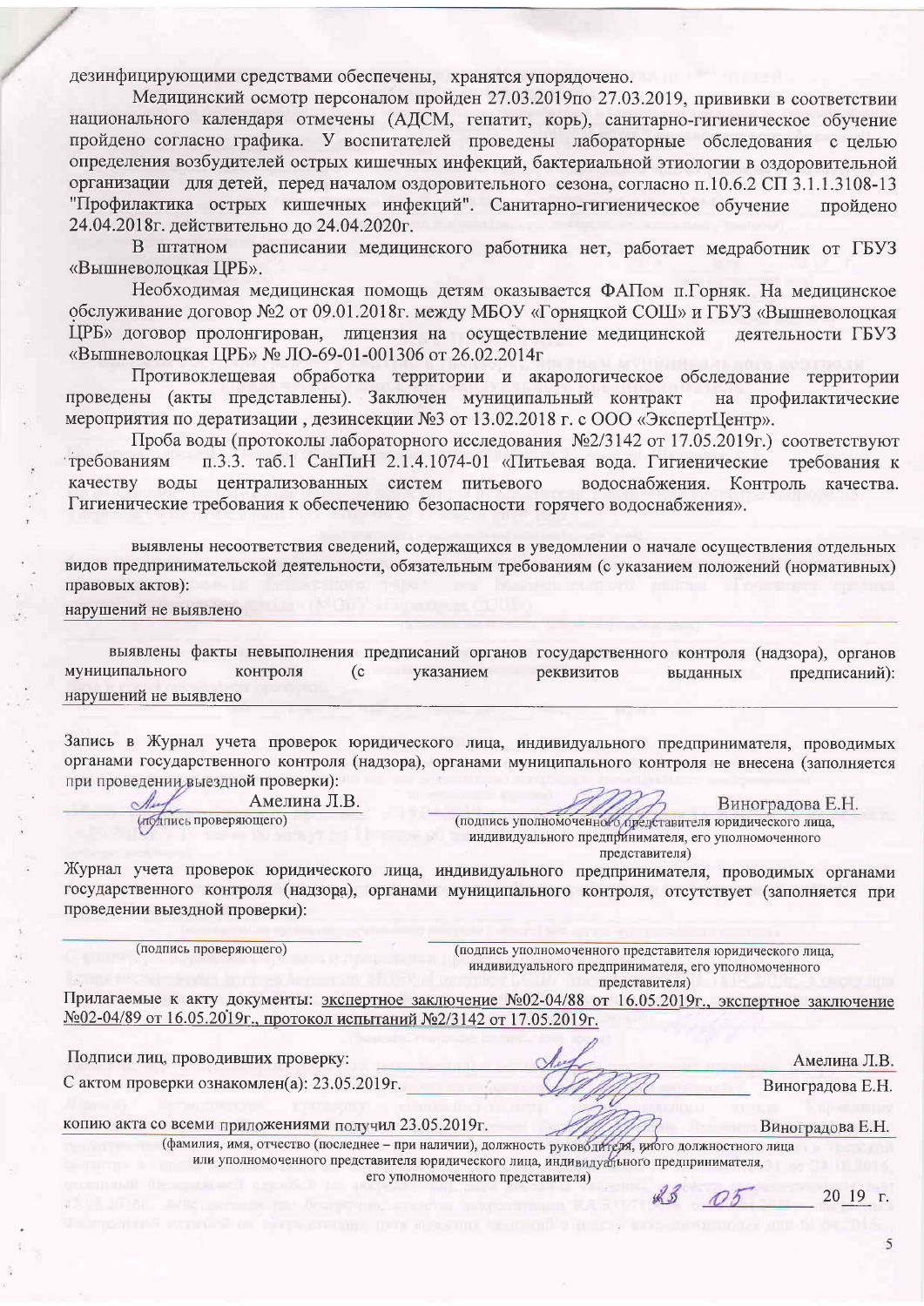дезинфицирующими средствами обеспечены, хранятся упорядочено.

Медицинский осмотр персоналом пройден 27.03.2019по 27.03.2019, прививки в соответствии национального календаря отмечены (АДСМ, гепатит, корь), санитарно-гигиеническое обучение пройдено согласно графика. У воспитателей проведены лабораторные обследования с целью определения возбудителей острых кишечных инфекций, бактериальной этиологии в оздоровительной организации для детей, перед началом оздоровительного сезона, согласно п.10.6.2 СП 3.1.1.3108-13 "Профилактика острых кишечных инфекций". Санитарно-гигиеническое обучение пройдено 24.04.2018г. действительно до 24.04.2020г.

В штатном расписании медицинского работника нет, работает медработник от ГБУЗ «Вышневолоцкая ЦРБ».

Необходимая медицинская помощь детям оказывается ФАПом п.Горняк. На медицинское обслуживание договор №2 от 09.01.2018г. между МБОУ «Горняцкой СОШ» и ГБУЗ «Вышневолоцкая ЦРБ» договор пролонгирован, лицензия на осуществление медицинской деятельности ГБУЗ «Вышневолоцкая ЦРБ» № ЛО-69-01-001306 от 26.02.2014г

Противоклещевая обработка территории и акарологическое обследование территории проведены (акты представлены). Заключен муниципальный контракт на профилактические мероприятия по дератизации , дезинсекции №3 от 13.02.2018 г. с ООО «ЭкспертЦентр».

Проба воды (протоколы лабораторного исследования №2/3142 от 17.05.2019г.) соответствуют требованиям п.3.3. таб.1 СанПиН 2.1.4.1074-01 «Питьевая вода. Гигиенические требования к качеству воды централизованных систем питьевого водоснабжения. Контроль качества. Гигиенические требования к обеспечению безопасности горячего водоснабжения».

выявлены несоответствия сведений, содержащихся в уведомлении о начале осуществления отдельных видов предпринимательской деятельности, обязательным требованиям (с указанием положений (нормативных) правовых актов):

нарушений не выявлено

выявлены факты невыполнения предписаний органов государственного контроля (надзора), органов муниципального контроля (с указанием реквизитов выданных предписаний):

нарушений не выявлено

Запись в Журнал учета проверок юридического лица, индивидуального предпринимателя, проводимых органами государственного контроля (надзора), органами муниципального контроля не внесена (заполняется при проведении выездной проверки):

Амелина Л.В. (подпись проверяющего) | Виноградова Е.Н. (подпись уполномоченного представителя юридического лица, индивидуального предпринимателя, его уполномоченного представителя)

Журнал учета проверок юридического лица, индивидуального предпринимателя, проводимых органами государственного контроля (надзора), органами муниципального контроля, отсутствует (заполняется при проведении выездной проверки):

(подпись проверяющего) | (подпись уполномоченного представителя юридического лица, индивидуального предпринимателя, его уполномоченного представителя)

Прилагаемые к акту документы: экспертное заключение №02-04/88 от 16.05.2019г., экспертное заключение №02-04/89 от 16.05.2019г., протокол испытаний №2/3142 от 17.05.2019г.

Подписи лиц, проводивших проверку: Амелина Л.В.

С актом проверки ознакомлен(а): 23.05.2019г. Виноградова Е.Н.

копию акта со всеми приложениями получил 23.05.2019г. Виноградова Е.Н.

(фамилия, имя, отчество (последнее – при наличии), должность руководителя, иного должностного лица или уполномоченного представителя юридического лица, индивидуального предпринимателя, его уполномоченного представителя)

23 05 20 19 г.